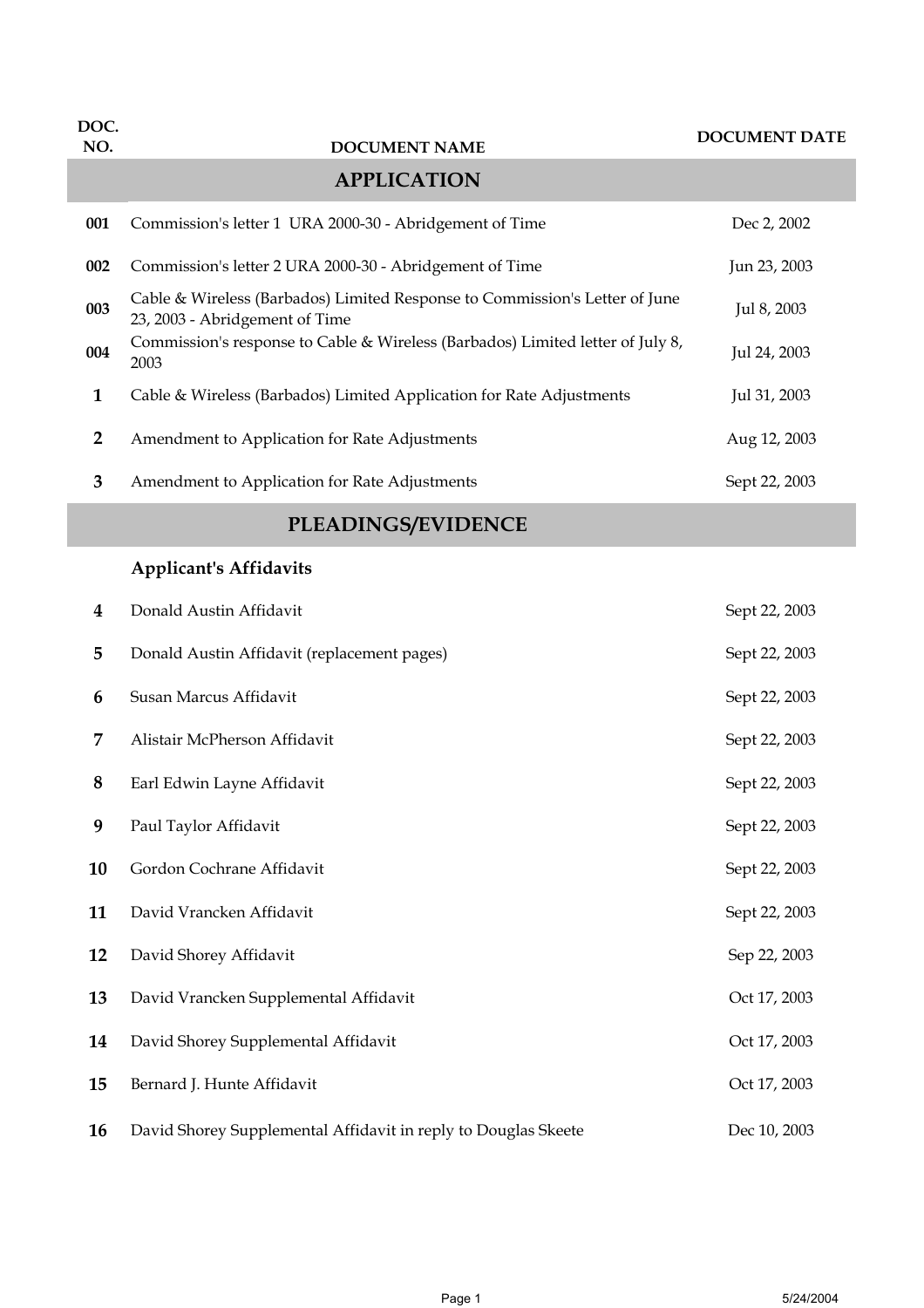| DOC. NO. | DOCUMENT NAME | DOCUMENT DATE |
|---|---|---|
| | **APPLICATION** | |
| **001** | Commission's letter 1 URA 2000-30 - Abridgement of Time | Dec 2, 2002 |
| **002** | Commission's letter 2 URA 2000-30 - Abridgement of Time | Jun 23, 2003 |
| **003** | Cable & Wireless (Barbados) Limited Response to Commission's Letter of June 23, 2003 - Abridgement of Time | Jul 8, 2003 |
| **004** | Commission's response to Cable & Wireless (Barbados) Limited letter of July 8, 2003 | Jul 24, 2003 |
| **1** | Cable & Wireless (Barbados) Limited Application for Rate Adjustments | Jul 31, 2003 |
| **2** | Amendment to Application for Rate Adjustments | Aug 12, 2003 |
| **3** | Amendment to Application for Rate Adjustments | Sept 22, 2003 |
| | **PLEADINGS/EVIDENCE** | |
| | **Applicant's Affidavits** | |
| **4** | Donald Austin Affidavit | Sept 22, 2003 |
| **5** | Donald Austin Affidavit (replacement pages) | Sept 22, 2003 |
| **6** | Susan Marcus Affidavit | Sept 22, 2003 |
| **7** | Alistair McPherson Affidavit | Sept 22, 2003 |
| **8** | Earl Edwin Layne Affidavit | Sept 22, 2003 |
| **9** | Paul Taylor Affidavit | Sept 22, 2003 |
| **10** | Gordon Cochrane Affidavit | Sept 22, 2003 |
| **11** | David Vrancken Affidavit | Sept 22, 2003 |
| **12** | David Shorey Affidavit | Sep 22, 2003 |
| **13** | David Vrancken Supplemental Affidavit | Oct 17, 2003 |
| **14** | David Shorey Supplemental Affidavit | Oct 17, 2003 |
| **15** | Bernard J. Hunte Affidavit | Oct 17, 2003 |
| **16** | David Shorey Supplemental Affidavit in reply to Douglas Skeete | Dec 10, 2003 |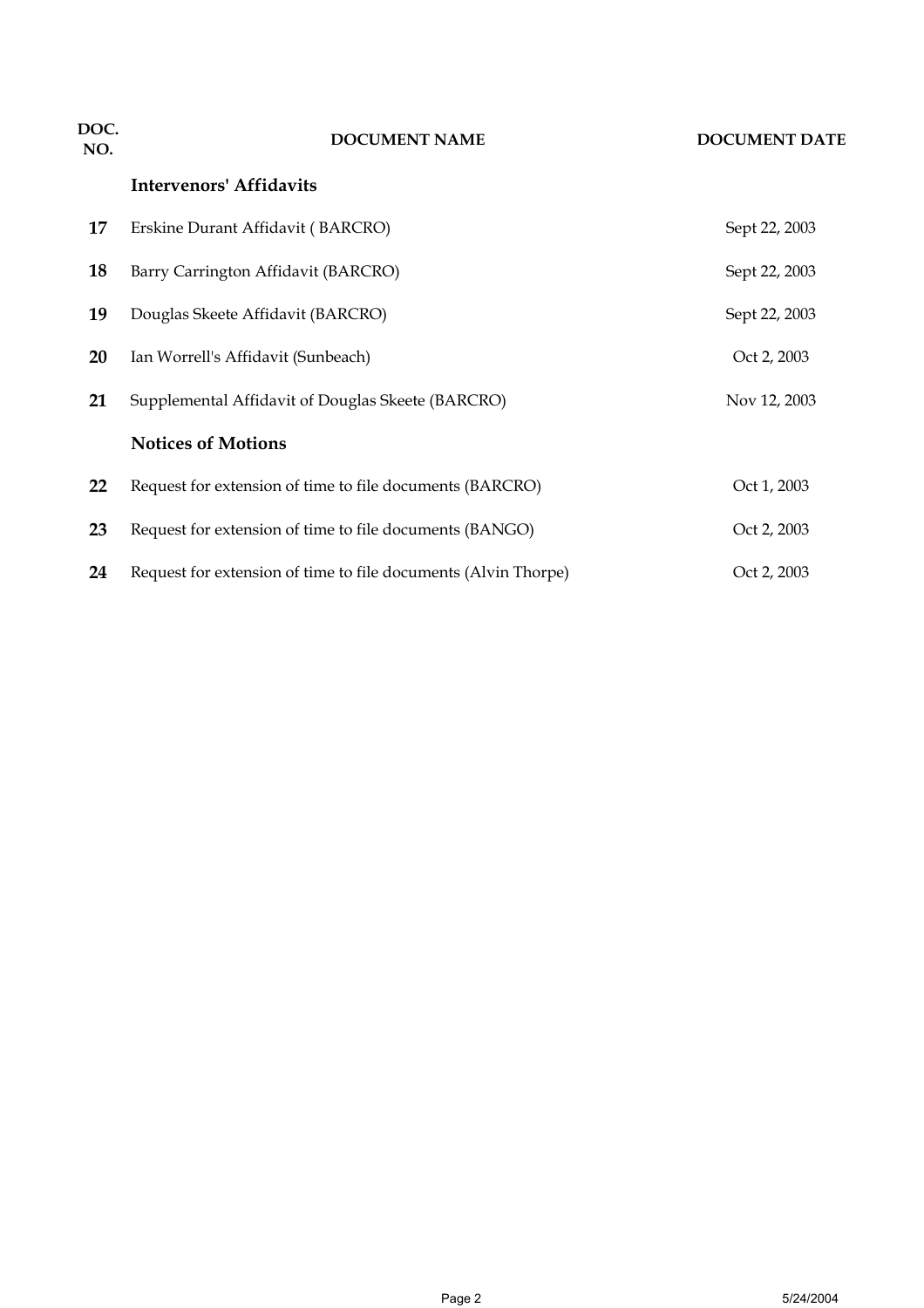| DOC. NO. | DOCUMENT NAME | DOCUMENT DATE |
|---|---|---|
| | **Intervenors' Affidavits** | |
| **17** | Erskine Durant Affidavit ( BARCRO) | Sept 22, 2003 |
| **18** | Barry Carrington Affidavit (BARCRO) | Sept 22, 2003 |
| **19** | Douglas Skeete Affidavit (BARCRO) | Sept 22, 2003 |
| **20** | Ian Worrell's Affidavit (Sunbeach) | Oct 2, 2003 |
| **21** | Supplemental Affidavit of Douglas Skeete (BARCRO) | Nov 12, 2003 |
| | **Notices of Motions** | |
| **22** | Request for extension of time to file documents (BARCRO) | Oct 1, 2003 |
| **23** | Request for extension of time to file documents (BANGO) | Oct 2, 2003 |
| **24** | Request for extension of time to file documents (Alvin Thorpe) | Oct 2, 2003 |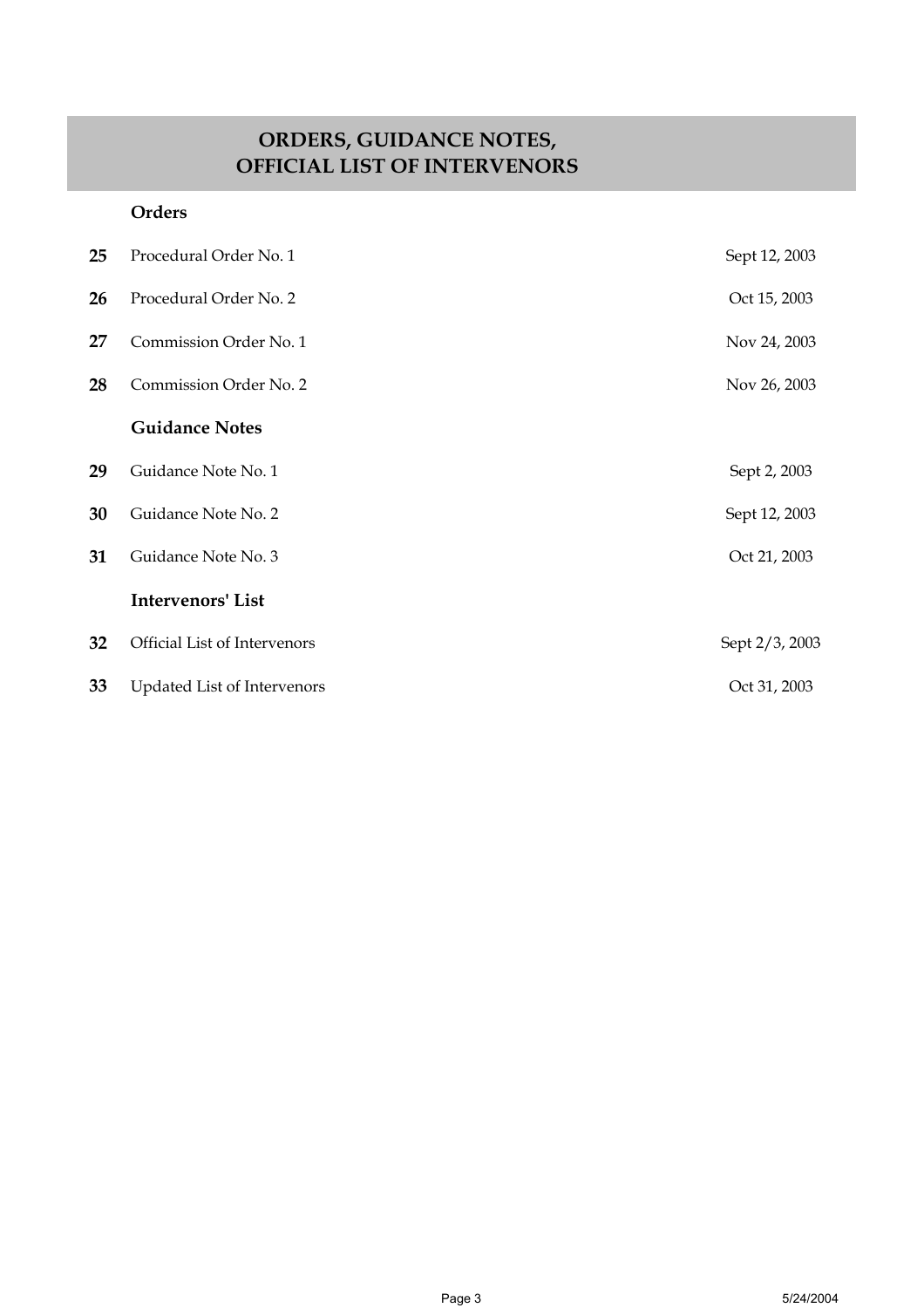## ORDERS, GUIDANCE NOTES, OFFICIAL LIST OF INTERVENORS

### Orders

| | | |
|---|---|---|
| **25** | Procedural Order No. 1 | Sept 12, 2003 |
| **26** | Procedural Order No. 2 | Oct 15, 2003 |
| **27** | Commission Order No. 1 | Nov 24, 2003 |
| **28** | Commission Order No. 2 | Nov 26, 2003 |

### Guidance Notes

| | | |
|---|---|---|
| **29** | Guidance Note No. 1 | Sept 2, 2003 |
| **30** | Guidance Note No. 2 | Sept 12, 2003 |
| **31** | Guidance Note No. 3 | Oct 21, 2003 |

### Intervenors' List

| | | |
|---|---|---|
| **32** | Official List of Intervenors | Sept 2/3, 2003 |
| **33** | Updated List of Intervenors | Oct 31, 2003 |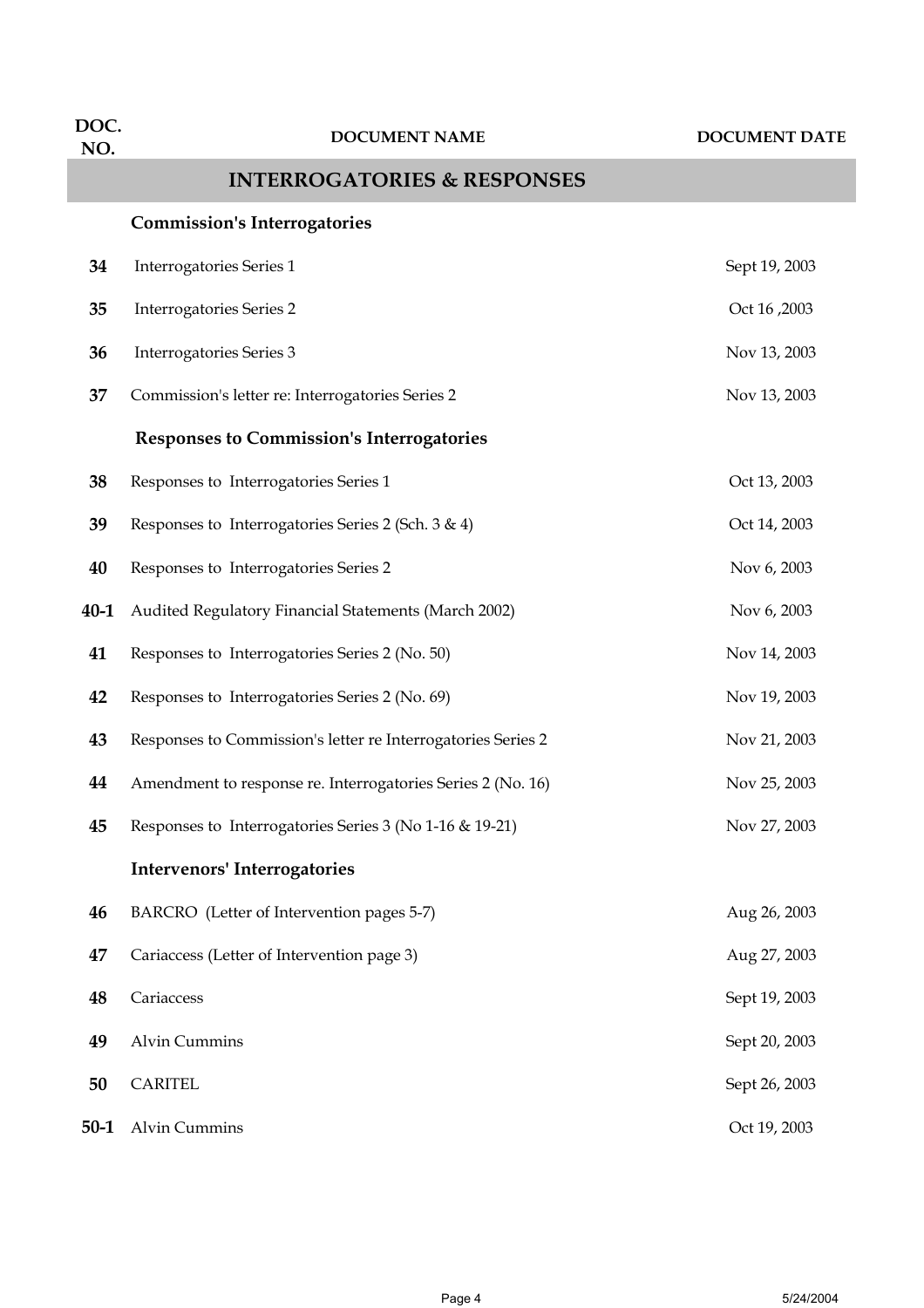| DOC. NO. | DOCUMENT NAME | DOCUMENT DATE |
|---|---|---|
| | **INTERROGATORIES & RESPONSES** | |
| | **Commission's Interrogatories** | |
| **34** | Interrogatories Series 1 | Sept 19, 2003 |
| **35** | Interrogatories Series 2 | Oct 16 ,2003 |
| **36** | Interrogatories Series 3 | Nov 13, 2003 |
| **37** | Commission's letter re: Interrogatories Series 2 | Nov 13, 2003 |
| | **Responses to Commission's Interrogatories** | |
| **38** | Responses to Interrogatories Series 1 | Oct 13, 2003 |
| **39** | Responses to Interrogatories Series 2 (Sch. 3 & 4) | Oct 14, 2003 |
| **40** | Responses to Interrogatories Series 2 | Nov 6, 2003 |
| **40-1** | Audited Regulatory Financial Statements (March 2002) | Nov 6, 2003 |
| **41** | Responses to Interrogatories Series 2 (No. 50) | Nov 14, 2003 |
| **42** | Responses to Interrogatories Series 2 (No. 69) | Nov 19, 2003 |
| **43** | Responses to Commission's letter re Interrogatories Series 2 | Nov 21, 2003 |
| **44** | Amendment to response re. Interrogatories Series 2 (No. 16) | Nov 25, 2003 |
| **45** | Responses to Interrogatories Series 3 (No 1-16 & 19-21) | Nov 27, 2003 |
| | **Intervenors' Interrogatories** | |
| **46** | BARCRO (Letter of Intervention pages 5-7) | Aug 26, 2003 |
| **47** | Cariaccess (Letter of Intervention page 3) | Aug 27, 2003 |
| **48** | Cariaccess | Sept 19, 2003 |
| **49** | Alvin Cummins | Sept 20, 2003 |
| **50** | CARITEL | Sept 26, 2003 |
| **50-1** | Alvin Cummins | Oct 19, 2003 |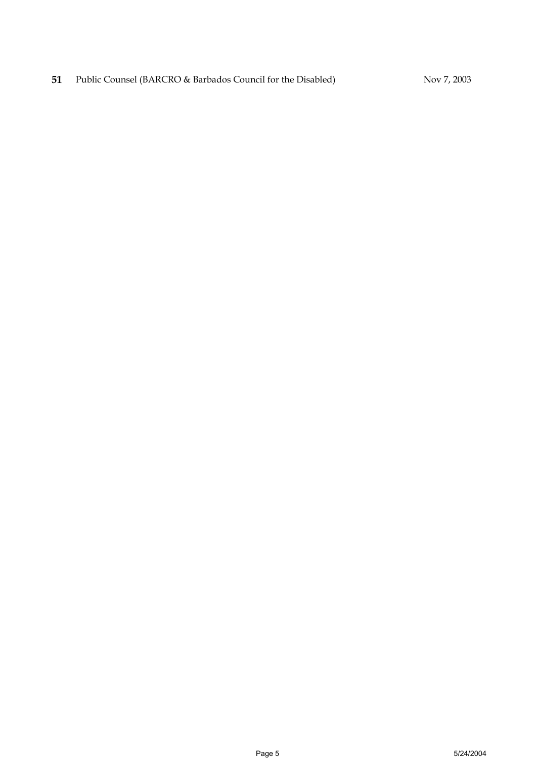**51** Public Counsel (BARCRO & Barbados Council for the Disabled) Nov 7, 2003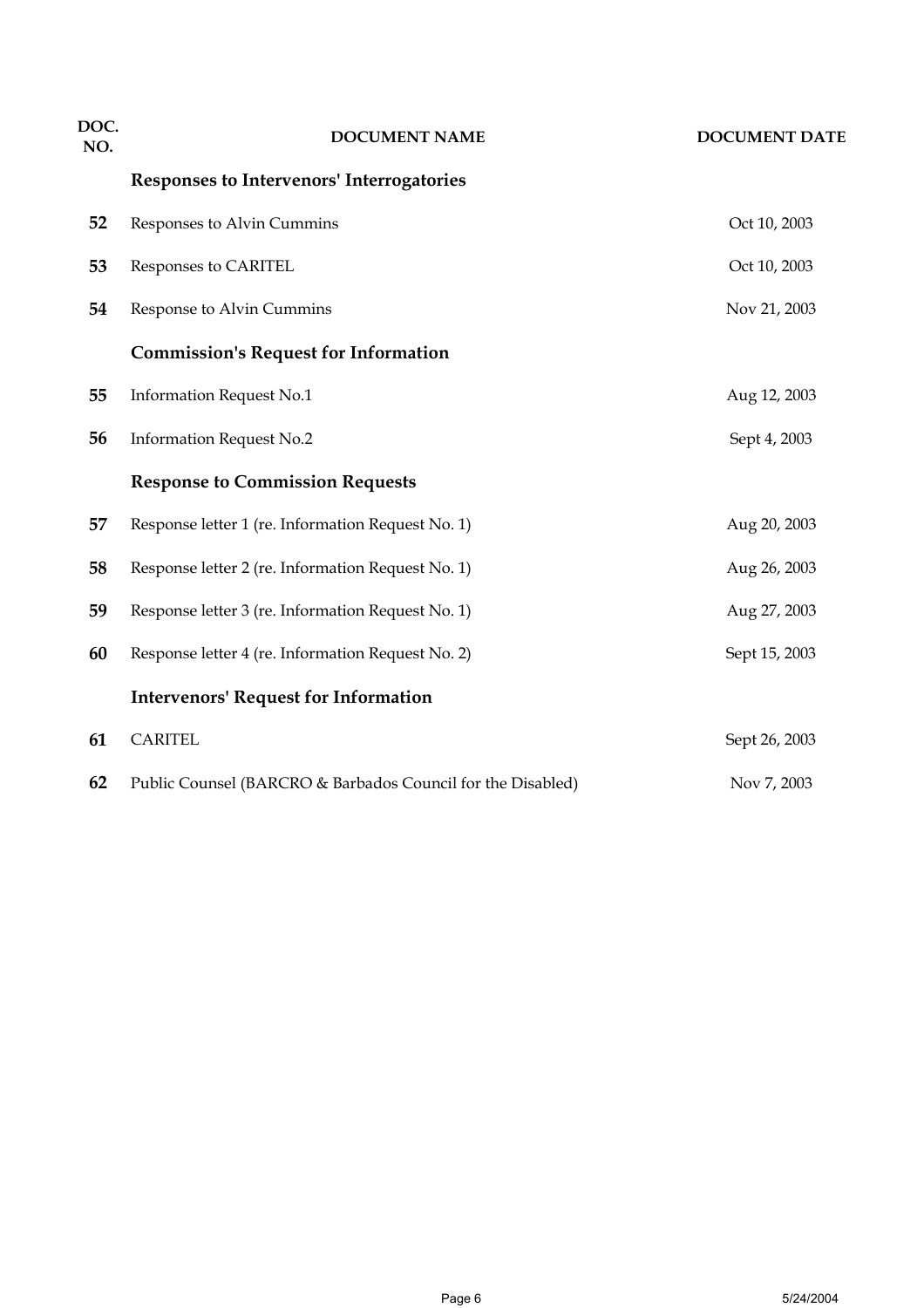| DOC. NO. | DOCUMENT NAME | DOCUMENT DATE |
|---|---|---|
| | **Responses to Intervenors' Interrogatories** | |
| **52** | Responses to Alvin Cummins | Oct 10, 2003 |
| **53** | Responses to CARITEL | Oct 10, 2003 |
| **54** | Response to Alvin Cummins | Nov 21, 2003 |
| | **Commission's Request for Information** | |
| **55** | Information Request No.1 | Aug 12, 2003 |
| **56** | Information Request No.2 | Sept 4, 2003 |
| | **Response to Commission Requests** | |
| **57** | Response letter 1 (re. Information Request No. 1) | Aug 20, 2003 |
| **58** | Response letter 2 (re. Information Request No. 1) | Aug 26, 2003 |
| **59** | Response letter 3 (re. Information Request No. 1) | Aug 27, 2003 |
| **60** | Response letter 4 (re. Information Request No. 2) | Sept 15, 2003 |
| | **Intervenors' Request for Information** | |
| **61** | CARITEL | Sept 26, 2003 |
| **62** | Public Counsel (BARCRO & Barbados Council for the Disabled) | Nov 7, 2003 |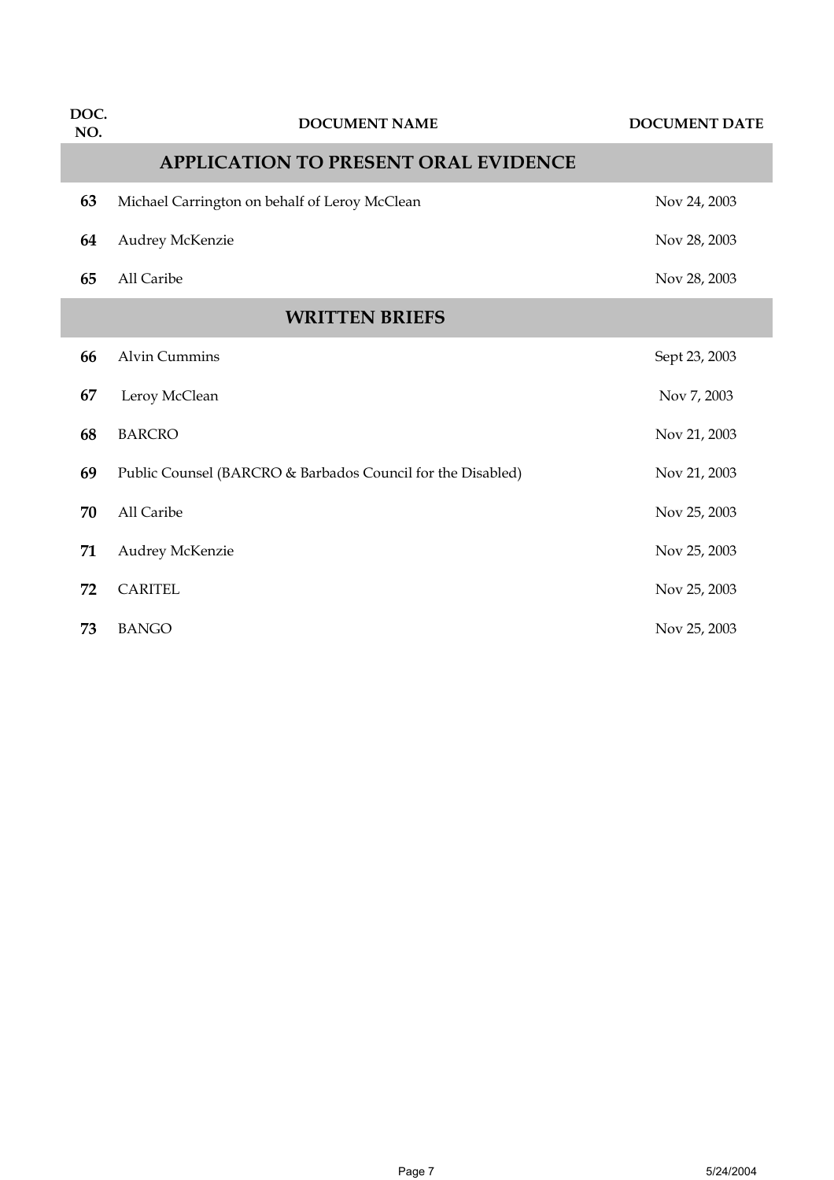| DOC. NO. | DOCUMENT NAME | DOCUMENT DATE |
|---|---|---|
| | **APPLICATION TO PRESENT ORAL EVIDENCE** | |
| **63** | Michael Carrington on behalf of Leroy McClean | Nov 24, 2003 |
| **64** | Audrey McKenzie | Nov 28, 2003 |
| **65** | All Caribe | Nov 28, 2003 |
| | **WRITTEN BRIEFS** | |
| **66** | Alvin Cummins | Sept 23, 2003 |
| **67** | Leroy McClean | Nov 7, 2003 |
| **68** | BARCRO | Nov 21, 2003 |
| **69** | Public Counsel (BARCRO & Barbados Council for the Disabled) | Nov 21, 2003 |
| **70** | All Caribe | Nov 25, 2003 |
| **71** | Audrey McKenzie | Nov 25, 2003 |
| **72** | CARITEL | Nov 25, 2003 |
| **73** | BANGO | Nov 25, 2003 |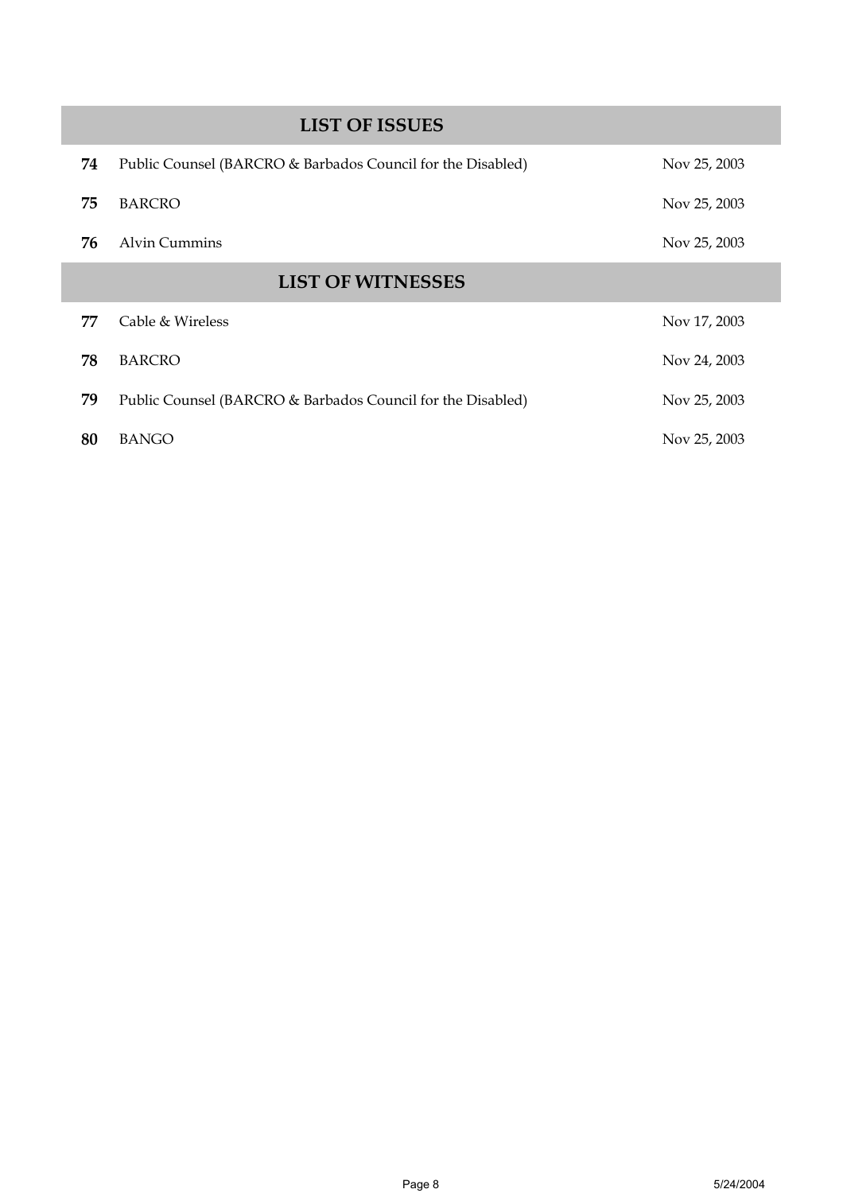| | LIST OF ISSUES | |
|---|---|---|
| **74** | Public Counsel (BARCRO & Barbados Council for the Disabled) | Nov 25, 2003 |
| **75** | BARCRO | Nov 25, 2003 |
| **76** | Alvin Cummins | Nov 25, 2003 |
| | **LIST OF WITNESSES** | |
| **77** | Cable & Wireless | Nov 17, 2003 |
| **78** | BARCRO | Nov 24, 2003 |
| **79** | Public Counsel (BARCRO & Barbados Council for the Disabled) | Nov 25, 2003 |
| **80** | BANGO | Nov 25, 2003 |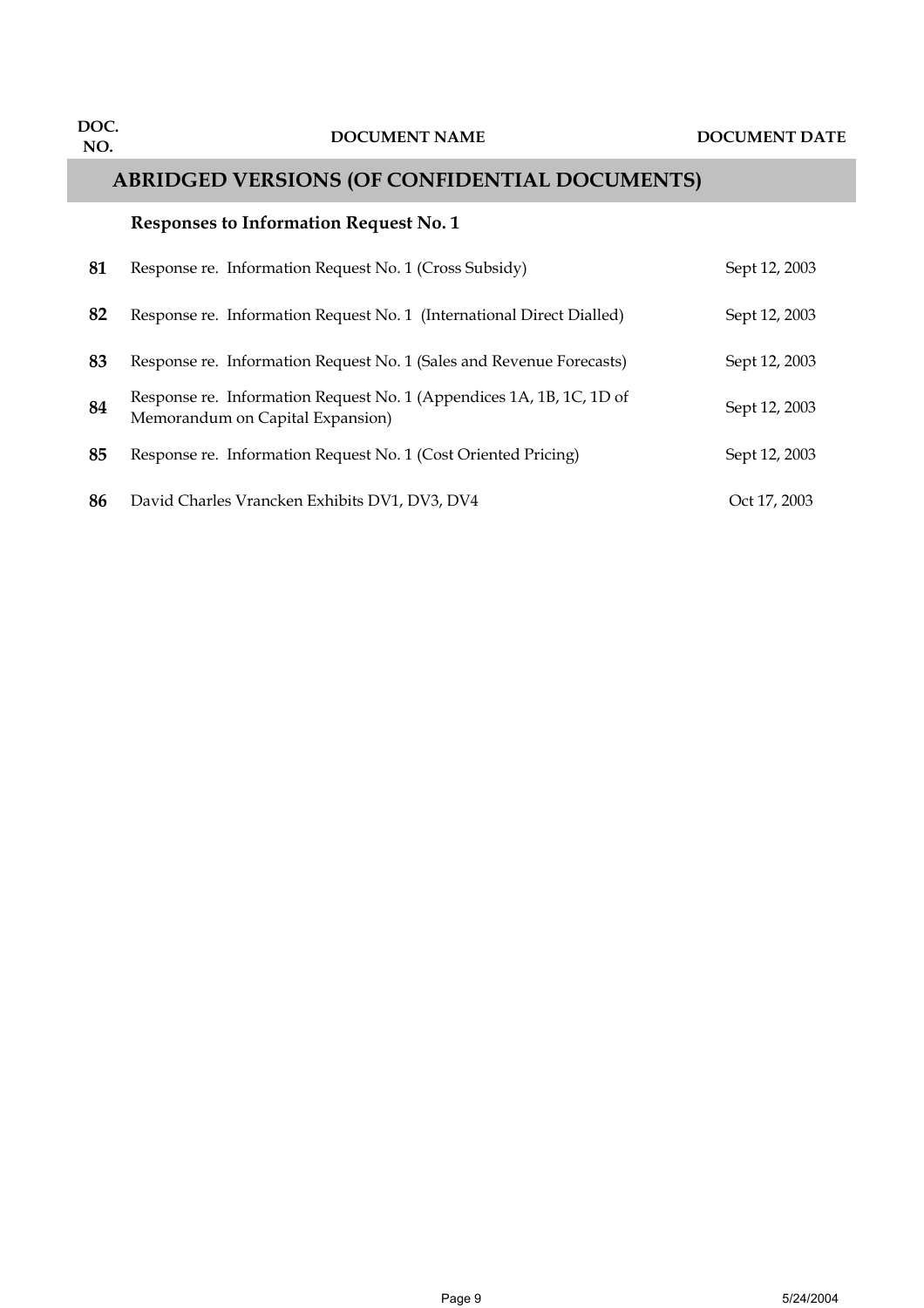| DOC. NO. | DOCUMENT NAME | DOCUMENT DATE |
|---|---|---|
| | **ABRIDGED VERSIONS (OF CONFIDENTIAL DOCUMENTS)** | |
| | **Responses to Information Request No. 1** | |
| **81** | Response re. Information Request No. 1 (Cross Subsidy) | Sept 12, 2003 |
| **82** | Response re. Information Request No. 1 (International Direct Dialled) | Sept 12, 2003 |
| **83** | Response re. Information Request No. 1 (Sales and Revenue Forecasts) | Sept 12, 2003 |
| **84** | Response re. Information Request No. 1 (Appendices 1A, 1B, 1C, 1D of Memorandum on Capital Expansion) | Sept 12, 2003 |
| **85** | Response re. Information Request No. 1 (Cost Oriented Pricing) | Sept 12, 2003 |
| **86** | David Charles Vrancken Exhibits DV1, DV3, DV4 | Oct 17, 2003 |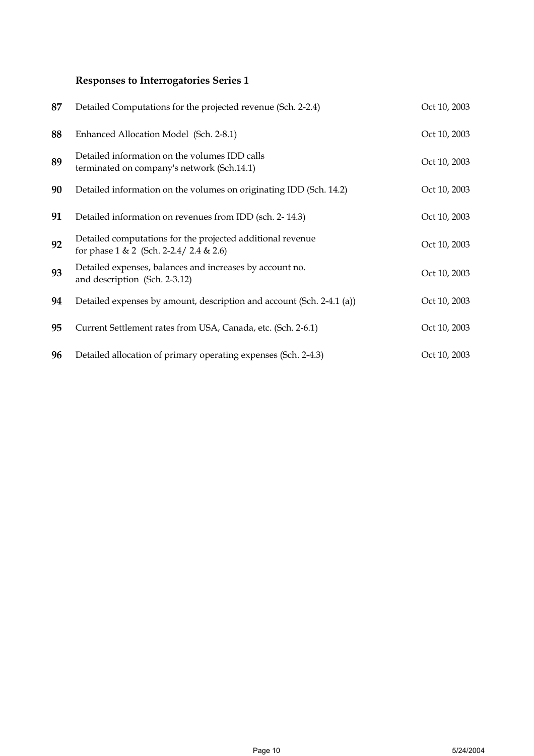### Responses to Interrogatories Series 1

| | | |
|---|---|---|
| **87** | Detailed Computations for the projected revenue (Sch. 2-2.4) | Oct 10, 2003 |
| **88** | Enhanced Allocation Model (Sch. 2-8.1) | Oct 10, 2003 |
| **89** | Detailed information on the volumes IDD calls terminated on company's network (Sch.14.1) | Oct 10, 2003 |
| **90** | Detailed information on the volumes on originating IDD (Sch. 14.2) | Oct 10, 2003 |
| **91** | Detailed information on revenues from IDD (sch. 2- 14.3) | Oct 10, 2003 |
| **92** | Detailed computations for the projected additional revenue for phase 1 & 2 (Sch. 2-2.4/ 2.4 & 2.6) | Oct 10, 2003 |
| **93** | Detailed expenses, balances and increases by account no. and description (Sch. 2-3.12) | Oct 10, 2003 |
| **94** | Detailed expenses by amount, description and account (Sch. 2-4.1 (a)) | Oct 10, 2003 |
| **95** | Current Settlement rates from USA, Canada, etc. (Sch. 2-6.1) | Oct 10, 2003 |
| **96** | Detailed allocation of primary operating expenses (Sch. 2-4.3) | Oct 10, 2003 |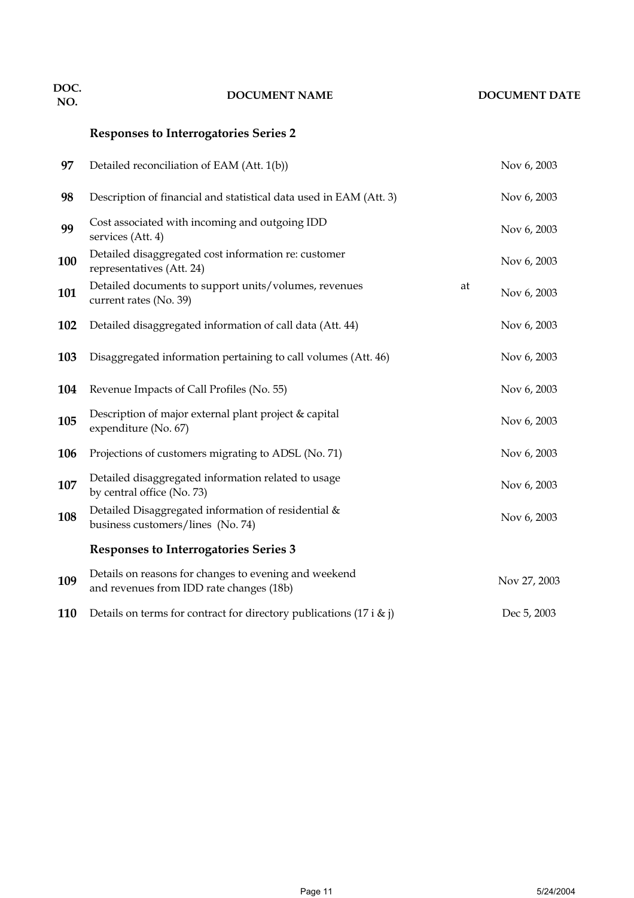| DOC. NO. | DOCUMENT NAME | DOCUMENT DATE |
|---|---|---|
| | **Responses to Interrogatories Series 2** | |
| **97** | Detailed reconciliation of EAM (Att. 1(b)) | Nov 6, 2003 |
| **98** | Description of financial and statistical data used in EAM (Att. 3) | Nov 6, 2003 |
| **99** | Cost associated with incoming and outgoing IDD services (Att. 4) | Nov 6, 2003 |
| **100** | Detailed disaggregated cost information re: customer representatives (Att. 24) | Nov 6, 2003 |
| **101** | Detailed documents to support units/volumes, revenues at current rates (No. 39) | Nov 6, 2003 |
| **102** | Detailed disaggregated information of call data (Att. 44) | Nov 6, 2003 |
| **103** | Disaggregated information pertaining to call volumes (Att. 46) | Nov 6, 2003 |
| **104** | Revenue Impacts of Call Profiles (No. 55) | Nov 6, 2003 |
| **105** | Description of major external plant project & capital expenditure (No. 67) | Nov 6, 2003 |
| **106** | Projections of customers migrating to ADSL (No. 71) | Nov 6, 2003 |
| **107** | Detailed disaggregated information related to usage by central office (No. 73) | Nov 6, 2003 |
| **108** | Detailed Disaggregated information of residential & business customers/lines (No. 74) | Nov 6, 2003 |
| | **Responses to Interrogatories Series 3** | |
| **109** | Details on reasons for changes to evening and weekend and revenues from IDD rate changes (18b) | Nov 27, 2003 |
| **110** | Details on terms for contract for directory publications (17 i & j) | Dec 5, 2003 |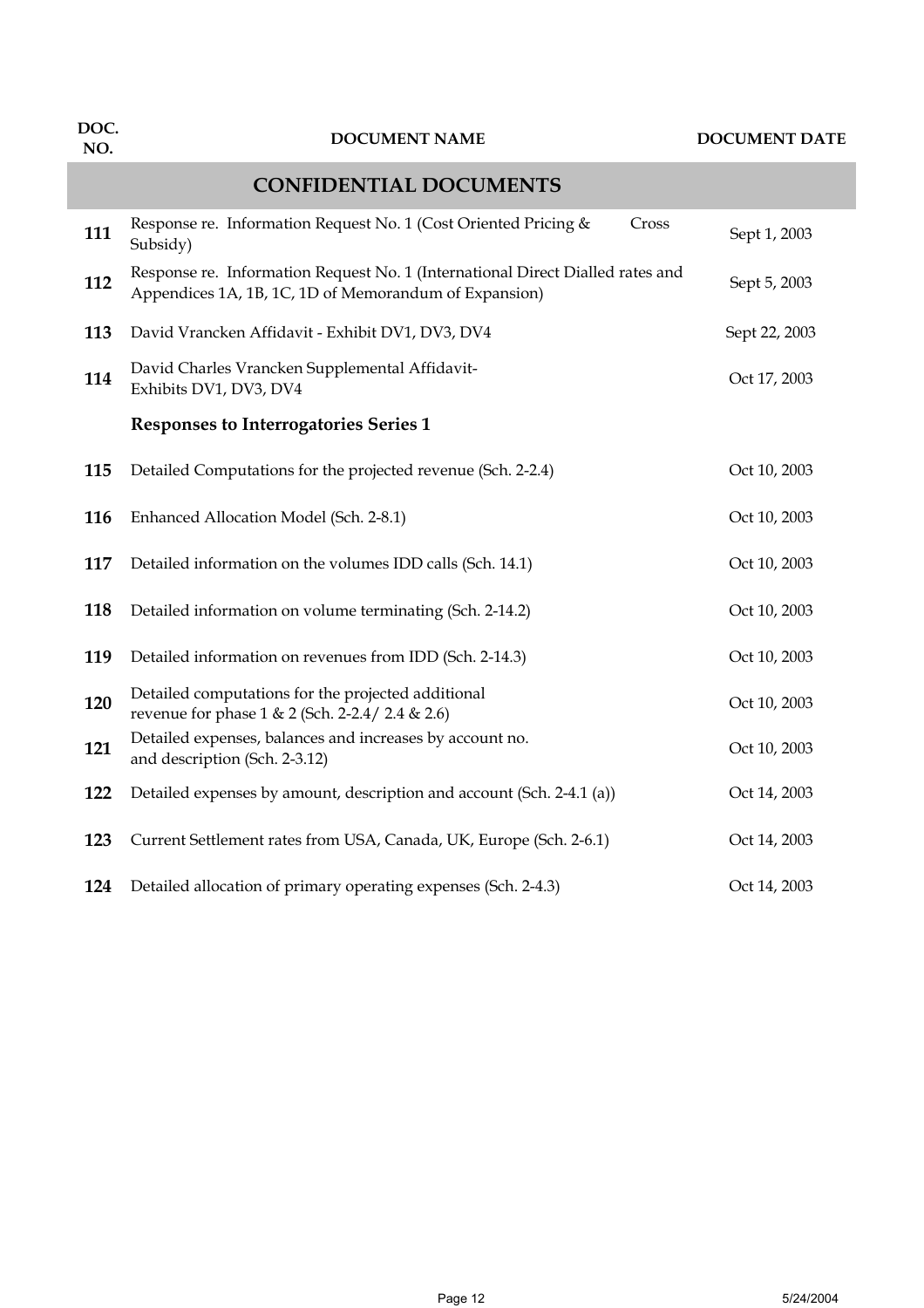| DOC. NO. | DOCUMENT NAME | DOCUMENT DATE |
|---|---|---|
| | **CONFIDENTIAL DOCUMENTS** | |
| **111** | Response re. Information Request No. 1 (Cost Oriented Pricing & Cross Subsidy) | Sept 1, 2003 |
| **112** | Response re. Information Request No. 1 (International Direct Dialled rates and Appendices 1A, 1B, 1C, 1D of Memorandum of Expansion) | Sept 5, 2003 |
| **113** | David Vrancken Affidavit - Exhibit DV1, DV3, DV4 | Sept 22, 2003 |
| **114** | David Charles Vrancken Supplemental Affidavit- Exhibits DV1, DV3, DV4 | Oct 17, 2003 |
| | **Responses to Interrogatories Series 1** | |
| **115** | Detailed Computations for the projected revenue (Sch. 2-2.4) | Oct 10, 2003 |
| **116** | Enhanced Allocation Model (Sch. 2-8.1) | Oct 10, 2003 |
| **117** | Detailed information on the volumes IDD calls (Sch. 14.1) | Oct 10, 2003 |
| **118** | Detailed information on volume terminating (Sch. 2-14.2) | Oct 10, 2003 |
| **119** | Detailed information on revenues from IDD (Sch. 2-14.3) | Oct 10, 2003 |
| **120** | Detailed computations for the projected additional revenue for phase 1 & 2 (Sch. 2-2.4/ 2.4 & 2.6) | Oct 10, 2003 |
| **121** | Detailed expenses, balances and increases by account no. and description (Sch. 2-3.12) | Oct 10, 2003 |
| **122** | Detailed expenses by amount, description and account (Sch. 2-4.1 (a)) | Oct 14, 2003 |
| **123** | Current Settlement rates from USA, Canada, UK, Europe (Sch. 2-6.1) | Oct 14, 2003 |
| **124** | Detailed allocation of primary operating expenses (Sch. 2-4.3) | Oct 14, 2003 |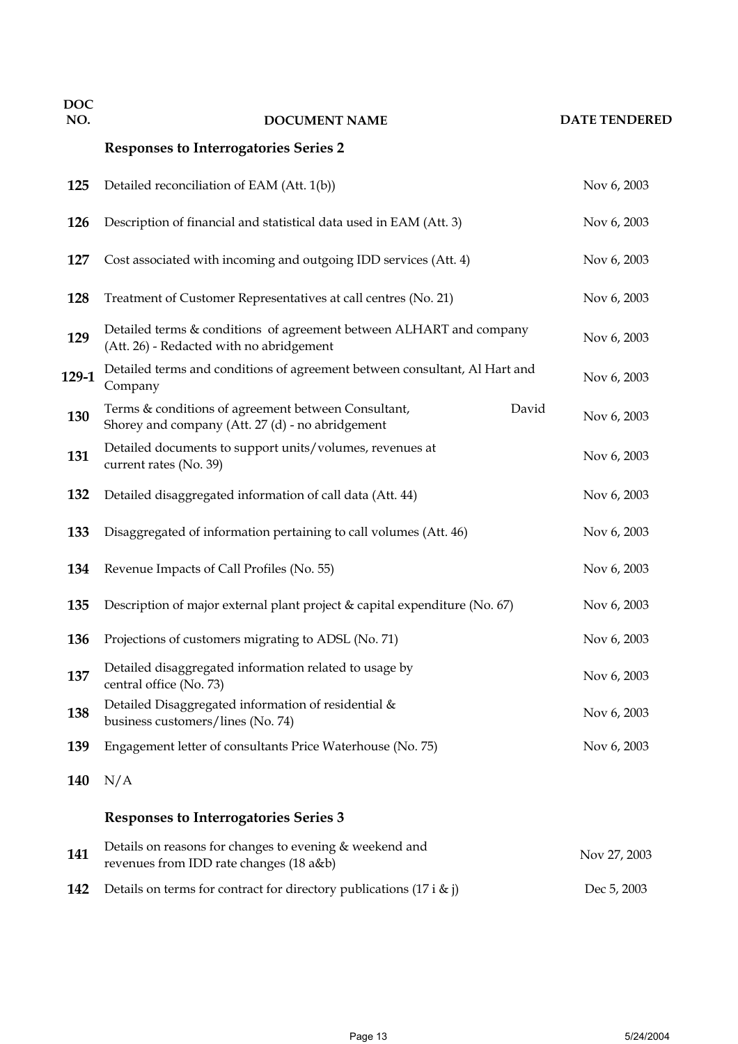| DOC NO. | DOCUMENT NAME | DATE TENDERED |
|---|---|---|
| | **Responses to Interrogatories Series 2** | |
| **125** | Detailed reconciliation of EAM (Att. 1(b)) | Nov 6, 2003 |
| **126** | Description of financial and statistical data used in EAM (Att. 3) | Nov 6, 2003 |
| **127** | Cost associated with incoming and outgoing IDD services (Att. 4) | Nov 6, 2003 |
| **128** | Treatment of Customer Representatives at call centres (No. 21) | Nov 6, 2003 |
| **129** | Detailed terms & conditions of agreement between ALHART and company (Att. 26) - Redacted with no abridgement | Nov 6, 2003 |
| **129-1** | Detailed terms and conditions of agreement between consultant, Al Hart and Company | Nov 6, 2003 |
| **130** | Terms & conditions of agreement between Consultant, David Shorey and company (Att. 27 (d) - no abridgement | Nov 6, 2003 |
| **131** | Detailed documents to support units/volumes, revenues at current rates (No. 39) | Nov 6, 2003 |
| **132** | Detailed disaggregated information of call data (Att. 44) | Nov 6, 2003 |
| **133** | Disaggregated of information pertaining to call volumes (Att. 46) | Nov 6, 2003 |
| **134** | Revenue Impacts of Call Profiles (No. 55) | Nov 6, 2003 |
| **135** | Description of major external plant project & capital expenditure (No. 67) | Nov 6, 2003 |
| **136** | Projections of customers migrating to ADSL (No. 71) | Nov 6, 2003 |
| **137** | Detailed disaggregated information related to usage by central office (No. 73) | Nov 6, 2003 |
| **138** | Detailed Disaggregated information of residential & business customers/lines (No. 74) | Nov 6, 2003 |
| **139** | Engagement letter of consultants Price Waterhouse (No. 75) | Nov 6, 2003 |
| **140** | N/A | |
| | **Responses to Interrogatories Series 3** | |
| **141** | Details on reasons for changes to evening & weekend and revenues from IDD rate changes (18 a&b) | Nov 27, 2003 |
| **142** | Details on terms for contract for directory publications (17 i & j) | Dec 5, 2003 |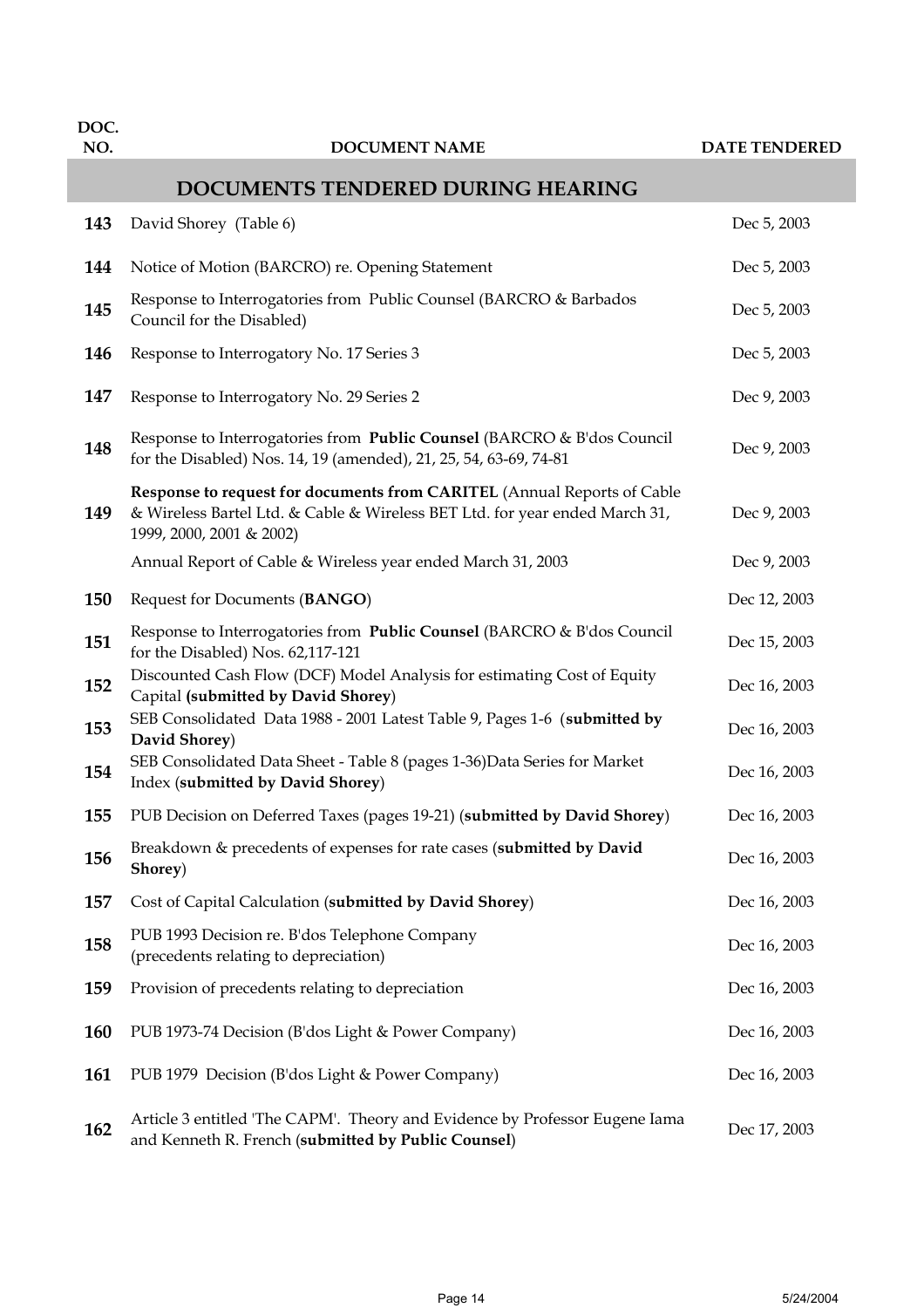| DOC. NO. | DOCUMENT NAME | DATE TENDERED |
|---|---|---|
| | **DOCUMENTS TENDERED DURING HEARING** | |
| **143** | David Shorey (Table 6) | Dec 5, 2003 |
| **144** | Notice of Motion (BARCRO) re. Opening Statement | Dec 5, 2003 |
| **145** | Response to Interrogatories from Public Counsel (BARCRO & Barbados Council for the Disabled) | Dec 5, 2003 |
| **146** | Response to Interrogatory No. 17 Series 3 | Dec 5, 2003 |
| **147** | Response to Interrogatory No. 29 Series 2 | Dec 9, 2003 |
| **148** | Response to Interrogatories from **Public Counsel** (BARCRO & B'dos Council for the Disabled) Nos. 14, 19 (amended), 21, 25, 54, 63-69, 74-81 | Dec 9, 2003 |
| **149** | **Response to request for documents from CARITEL** (Annual Reports of Cable & Wireless Bartel Ltd. & Cable & Wireless BET Ltd. for year ended March 31, 1999, 2000, 2001 & 2002) | Dec 9, 2003 |
| | Annual Report of Cable & Wireless year ended March 31, 2003 | Dec 9, 2003 |
| **150** | Request for Documents (**BANGO**) | Dec 12, 2003 |
| **151** | Response to Interrogatories from **Public Counsel** (BARCRO & B'dos Council for the Disabled) Nos. 62,117-121 | Dec 15, 2003 |
| **152** | Discounted Cash Flow (DCF) Model Analysis for estimating Cost of Equity Capital **(submitted by David Shorey**) | Dec 16, 2003 |
| **153** | SEB Consolidated Data 1988 - 2001 Latest Table 9, Pages 1-6 (**submitted by David Shorey**) | Dec 16, 2003 |
| **154** | SEB Consolidated Data Sheet - Table 8 (pages 1-36)Data Series for Market Index (**submitted by David Shorey**) | Dec 16, 2003 |
| **155** | PUB Decision on Deferred Taxes (pages 19-21) (**submitted by David Shorey**) | Dec 16, 2003 |
| **156** | Breakdown & precedents of expenses for rate cases (**submitted by David Shorey**) | Dec 16, 2003 |
| **157** | Cost of Capital Calculation (**submitted by David Shorey**) | Dec 16, 2003 |
| **158** | PUB 1993 Decision re. B'dos Telephone Company (precedents relating to depreciation) | Dec 16, 2003 |
| **159** | Provision of precedents relating to depreciation | Dec 16, 2003 |
| **160** | PUB 1973-74 Decision (B'dos Light & Power Company) | Dec 16, 2003 |
| **161** | PUB 1979 Decision (B'dos Light & Power Company) | Dec 16, 2003 |
| **162** | Article 3 entitled 'The CAPM'. Theory and Evidence by Professor Eugene Iama and Kenneth R. French (**submitted by Public Counsel**) | Dec 17, 2003 |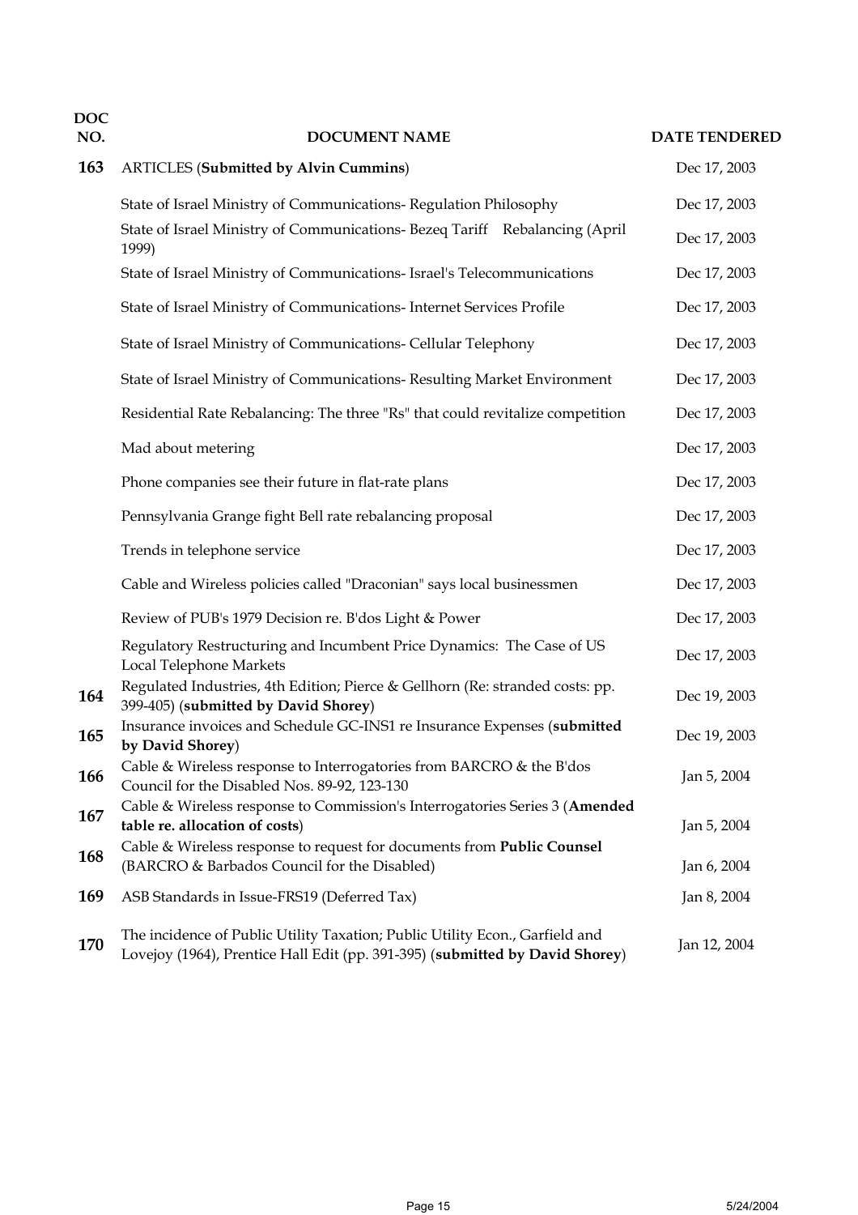| DOC NO. | DOCUMENT NAME | DATE TENDERED |
|---|---|---|
| **163** | ARTICLES (**Submitted by Alvin Cummins**) | Dec 17, 2003 |
| | State of Israel Ministry of Communications- Regulation Philosophy | Dec 17, 2003 |
| | State of Israel Ministry of Communications- Bezeq Tariff Rebalancing (April 1999) | Dec 17, 2003 |
| | State of Israel Ministry of Communications- Israel's Telecommunications | Dec 17, 2003 |
| | State of Israel Ministry of Communications- Internet Services Profile | Dec 17, 2003 |
| | State of Israel Ministry of Communications- Cellular Telephony | Dec 17, 2003 |
| | State of Israel Ministry of Communications- Resulting Market Environment | Dec 17, 2003 |
| | Residential Rate Rebalancing: The three "Rs" that could revitalize competition | Dec 17, 2003 |
| | Mad about metering | Dec 17, 2003 |
| | Phone companies see their future in flat-rate plans | Dec 17, 2003 |
| | Pennsylvania Grange fight Bell rate rebalancing proposal | Dec 17, 2003 |
| | Trends in telephone service | Dec 17, 2003 |
| | Cable and Wireless policies called "Draconian" says local businessmen | Dec 17, 2003 |
| | Review of PUB's 1979 Decision re. B'dos Light & Power | Dec 17, 2003 |
| | Regulatory Restructuring and Incumbent Price Dynamics: The Case of US Local Telephone Markets | Dec 17, 2003 |
| **164** | Regulated Industries, 4th Edition; Pierce & Gellhorn (Re: stranded costs: pp. 399-405) (**submitted by David Shorey**) | Dec 19, 2003 |
| **165** | Insurance invoices and Schedule GC-INS1 re Insurance Expenses (**submitted by David Shorey**) | Dec 19, 2003 |
| **166** | Cable & Wireless response to Interrogatories from BARCRO & the B'dos Council for the Disabled Nos. 89-92, 123-130 | Jan 5, 2004 |
| **167** | Cable & Wireless response to Commission's Interrogatories Series 3 (**Amended table re. allocation of costs**) | Jan 5, 2004 |
| **168** | Cable & Wireless response to request for documents from **Public Counsel** (BARCRO & Barbados Council for the Disabled) | Jan 6, 2004 |
| **169** | ASB Standards in Issue-FRS19 (Deferred Tax) | Jan 8, 2004 |
| **170** | The incidence of Public Utility Taxation; Public Utility Econ., Garfield and Lovejoy (1964), Prentice Hall Edit (pp. 391-395) (**submitted by David Shorey**) | Jan 12, 2004 |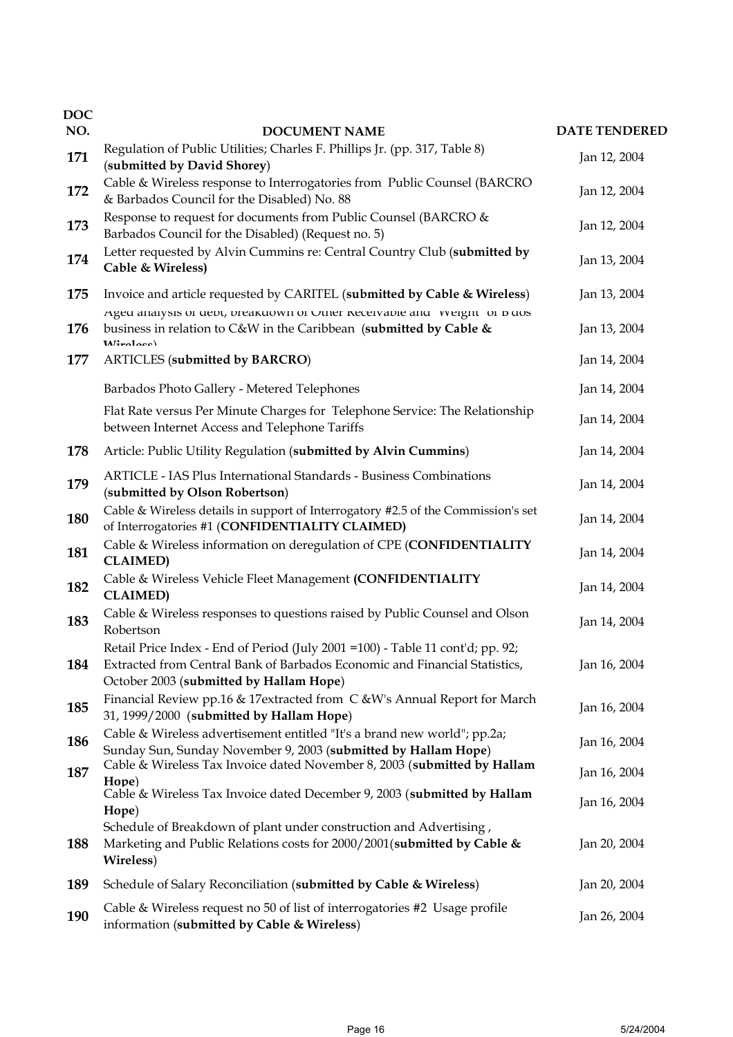| DOC NO. | DOCUMENT NAME | DATE TENDERED |
|---|---|---|
| 171 | Regulation of Public Utilities; Charles F. Phillips Jr. (pp. 317, Table 8) (**submitted by David Shorey**) | Jan 12, 2004 |
| 172 | Cable & Wireless response to Interrogatories from Public Counsel (BARCRO & Barbados Council for the Disabled) No. 88 | Jan 12, 2004 |
| 173 | Response to request for documents from Public Counsel (BARCRO & Barbados Council for the Disabled) (Request no. 5) | Jan 12, 2004 |
| 174 | Letter requested by Alvin Cummins re: Central Country Club (**submitted by Cable & Wireless)** | Jan 13, 2004 |
| 175 | Invoice and article requested by CARITEL (**submitted by Cable & Wireless**) | Jan 13, 2004 |
| 176 | Aged analysis of debt, breakdown of Other Receivable and "Weight" of B'dos business in relation to C&W in the Caribbean (**submitted by Cable & Wireless**) | Jan 13, 2004 |
| 177 | ARTICLES (**submitted by BARCRO**) | Jan 14, 2004 |
| | Barbados Photo Gallery - Metered Telephones | Jan 14, 2004 |
| | Flat Rate versus Per Minute Charges for Telephone Service: The Relationship between Internet Access and Telephone Tariffs | Jan 14, 2004 |
| 178 | Article: Public Utility Regulation (**submitted by Alvin Cummins**) | Jan 14, 2004 |
| 179 | ARTICLE - IAS Plus International Standards - Business Combinations (**submitted by Olson Robertson**) | Jan 14, 2004 |
| 180 | Cable & Wireless details in support of Interrogatory #2.5 of the Commission's set of Interrogatories #1 (**CONFIDENTIALITY CLAIMED)** | Jan 14, 2004 |
| 181 | Cable & Wireless information on deregulation of CPE (**CONFIDENTIALITY CLAIMED)** | Jan 14, 2004 |
| 182 | Cable & Wireless Vehicle Fleet Management **(CONFIDENTIALITY CLAIMED)** | Jan 14, 2004 |
| 183 | Cable & Wireless responses to questions raised by Public Counsel and Olson Robertson | Jan 14, 2004 |
| 184 | Retail Price Index - End of Period (July 2001 =100) - Table 11 cont'd; pp. 92; Extracted from Central Bank of Barbados Economic and Financial Statistics, October 2003 (**submitted by Hallam Hope**) | Jan 16, 2004 |
| 185 | Financial Review pp.16 & 17extracted from C &W's Annual Report for March 31, 1999/2000 (**submitted by Hallam Hope**) | Jan 16, 2004 |
| 186 | Cable & Wireless advertisement entitled "It's a brand new world"; pp.2a; Sunday Sun, Sunday November 9, 2003 (**submitted by Hallam Hope**) | Jan 16, 2004 |
| 187 | Cable & Wireless Tax Invoice dated November 8, 2003 (**submitted by Hallam Hope**) | Jan 16, 2004 |
| | Cable & Wireless Tax Invoice dated December 9, 2003 (**submitted by Hallam Hope**) | Jan 16, 2004 |
| 188 | Schedule of Breakdown of plant under construction and Advertising , Marketing and Public Relations costs for 2000/2001(**submitted by Cable & Wireless**) | Jan 20, 2004 |
| 189 | Schedule of Salary Reconciliation (**submitted by Cable & Wireless**) | Jan 20, 2004 |
| 190 | Cable & Wireless request no 50 of list of interrogatories #2 Usage profile information (**submitted by Cable & Wireless**) | Jan 26, 2004 |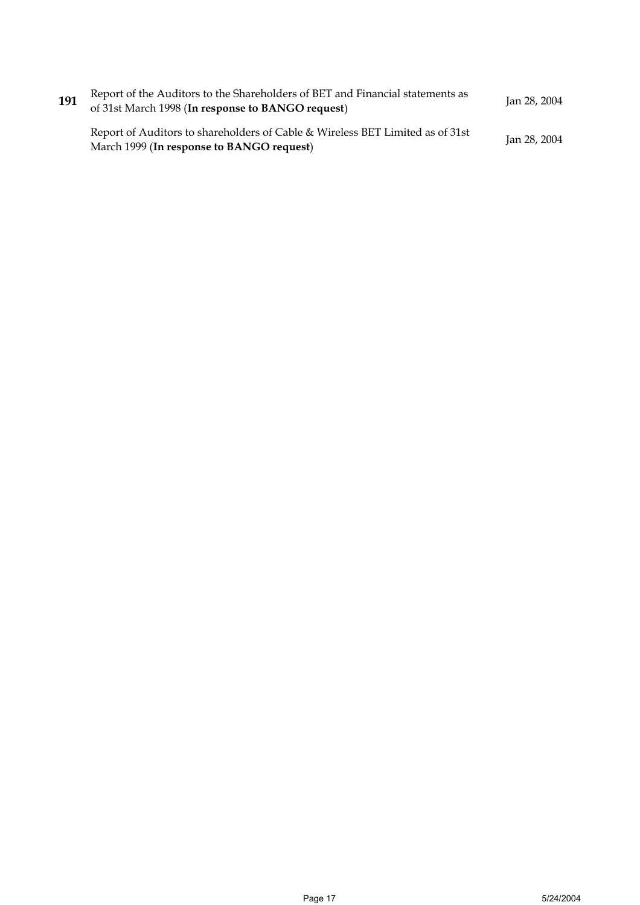| | | |
|---|---|---|
| **191** | Report of the Auditors to the Shareholders of BET and Financial statements as of 31st March 1998 (**In response to BANGO request**) | Jan 28, 2004 |
| | Report of Auditors to shareholders of Cable & Wireless BET Limited as of 31st March 1999 (**In response to BANGO request**) | Jan 28, 2004 |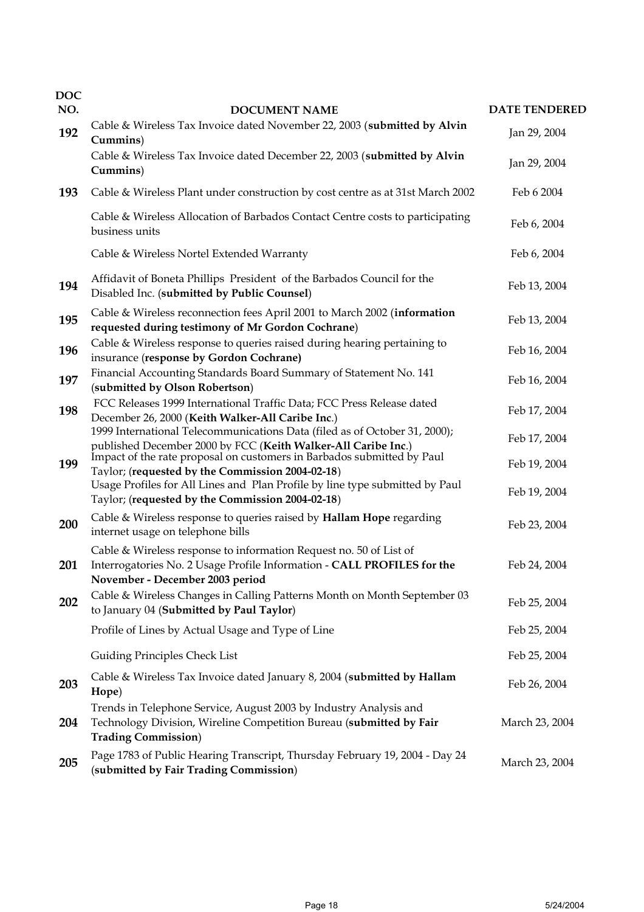| DOC NO. | DOCUMENT NAME | DATE TENDERED |
|---|---|---|
| **192** | Cable & Wireless Tax Invoice dated November 22, 2003 (**submitted by Alvin Cummins**) | Jan 29, 2004 |
| | Cable & Wireless Tax Invoice dated December 22, 2003 (**submitted by Alvin Cummins**) | Jan 29, 2004 |
| **193** | Cable & Wireless Plant under construction by cost centre as at 31st March 2002 | Feb 6 2004 |
| | Cable & Wireless Allocation of Barbados Contact Centre costs to participating business units | Feb 6, 2004 |
| | Cable & Wireless Nortel Extended Warranty | Feb 6, 2004 |
| **194** | Affidavit of Boneta Phillips President of the Barbados Council for the Disabled Inc. (**submitted by Public Counsel**) | Feb 13, 2004 |
| **195** | Cable & Wireless reconnection fees April 2001 to March 2002 (**information requested during testimony of Mr Gordon Cochrane**) | Feb 13, 2004 |
| **196** | Cable & Wireless response to queries raised during hearing pertaining to insurance (**response by Gordon Cochrane)** | Feb 16, 2004 |
| **197** | Financial Accounting Standards Board Summary of Statement No. 141 (**submitted by Olson Robertson**) | Feb 16, 2004 |
| **198** | FCC Releases 1999 International Traffic Data; FCC Press Release dated December 26, 2000 (**Keith Walker-All Caribe Inc**.) | Feb 17, 2004 |
| | 1999 International Telecommunications Data (filed as of October 31, 2000); published December 2000 by FCC (**Keith Walker-All Caribe Inc**.) | Feb 17, 2004 |
| **199** | Impact of the rate proposal on customers in Barbados submitted by Paul Taylor; (**requested by the Commission 2004-02-18**) | Feb 19, 2004 |
| | Usage Profiles for All Lines and Plan Profile by line type submitted by Paul Taylor; (**requested by the Commission 2004-02-18**) | Feb 19, 2004 |
| **200** | Cable & Wireless response to queries raised by **Hallam Hope** regarding internet usage on telephone bills | Feb 23, 2004 |
| **201** | Cable & Wireless response to information Request no. 50 of List of Interrogatories No. 2 Usage Profile Information - **CALL PROFILES for the November - December 2003 period** | Feb 24, 2004 |
| **202** | Cable & Wireless Changes in Calling Patterns Month on Month September 03 to January 04 (**Submitted by Paul Taylor**) | Feb 25, 2004 |
| | Profile of Lines by Actual Usage and Type of Line | Feb 25, 2004 |
| | Guiding Principles Check List | Feb 25, 2004 |
| **203** | Cable & Wireless Tax Invoice dated January 8, 2004 (**submitted by Hallam Hope**) | Feb 26, 2004 |
| **204** | Trends in Telephone Service, August 2003 by Industry Analysis and Technology Division, Wireline Competition Bureau (**submitted by Fair Trading Commission**) | March 23, 2004 |
| **205** | Page 1783 of Public Hearing Transcript, Thursday February 19, 2004 - Day 24 (**submitted by Fair Trading Commission**) | March 23, 2004 |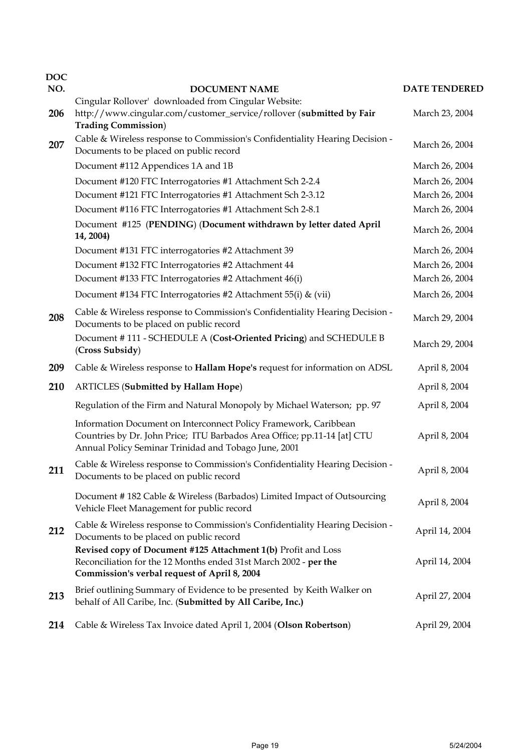| DOC NO. | DOCUMENT NAME | DATE TENDERED |
|---|---|---|
| 206 | Cingular Rollover' downloaded from Cingular Website: http://www.cingular.com/customer_service/rollover (**submitted by Fair Trading Commission**) | March 23, 2004 |
| 207 | Cable & Wireless response to Commission's Confidentiality Hearing Decision - Documents to be placed on public record | March 26, 2004 |
| | Document #112 Appendices 1A and 1B | March 26, 2004 |
| | Document #120 FTC Interrogatories #1 Attachment Sch 2-2.4 | March 26, 2004 |
| | Document #121 FTC Interrogatories #1 Attachment Sch 2-3.12 | March 26, 2004 |
| | Document #116 FTC Interrogatories #1 Attachment Sch 2-8.1 | March 26, 2004 |
| | Document #125 (**PENDING**) (**Document withdrawn by letter dated April 14, 2004)** | March 26, 2004 |
| | Document #131 FTC interrogatories #2 Attachment 39 | March 26, 2004 |
| | Document #132 FTC Interrogatories #2 Attachment 44 | March 26, 2004 |
| | Document #133 FTC Interrogatories #2 Attachment 46(i) | March 26, 2004 |
| | Document #134 FTC Interrogatories #2 Attachment 55(i) & (vii) | March 26, 2004 |
| 208 | Cable & Wireless response to Commission's Confidentiality Hearing Decision - Documents to be placed on public record | March 29, 2004 |
| | Document # 111 - SCHEDULE A (**Cost-Oriented Pricing**) and SCHEDULE B (**Cross Subsidy**) | March 29, 2004 |
| 209 | Cable & Wireless response to **Hallam Hope's** request for information on ADSL | April 8, 2004 |
| 210 | ARTICLES (**Submitted by Hallam Hope**) | April 8, 2004 |
| | Regulation of the Firm and Natural Monopoly by Michael Waterson; pp. 97 | April 8, 2004 |
| | Information Document on Interconnect Policy Framework, Caribbean Countries by Dr. John Price; ITU Barbados Area Office; pp.11-14 [at] CTU Annual Policy Seminar Trinidad and Tobago June, 2001 | April 8, 2004 |
| 211 | Cable & Wireless response to Commission's Confidentiality Hearing Decision - Documents to be placed on public record | April 8, 2004 |
| | Document # 182 Cable & Wireless (Barbados) Limited Impact of Outsourcing Vehicle Fleet Management for public record | April 8, 2004 |
| 212 | Cable & Wireless response to Commission's Confidentiality Hearing Decision - Documents to be placed on public record | April 14, 2004 |
| | **Revised copy of Document #125 Attachment 1(b)** Profit and Loss Reconciliation for the 12 Months ended 31st March 2002 - **per the Commission's verbal request of April 8, 2004** | April 14, 2004 |
| 213 | Brief outlining Summary of Evidence to be presented by Keith Walker on behalf of All Caribe, Inc. (**Submitted by All Caribe, Inc.)** | April 27, 2004 |
| 214 | Cable & Wireless Tax Invoice dated April 1, 2004 (**Olson Robertson**) | April 29, 2004 |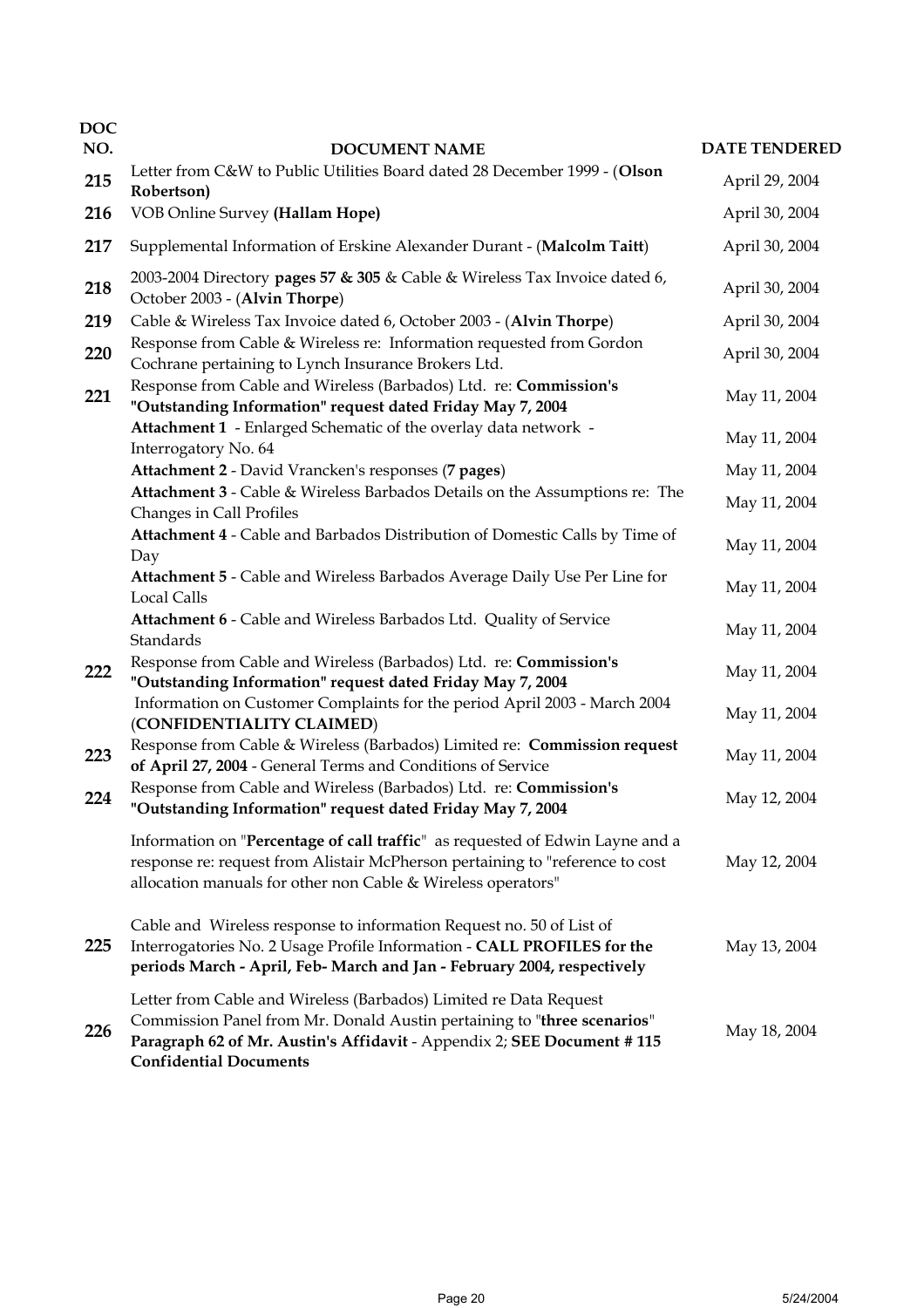| DOC NO. | DOCUMENT NAME | DATE TENDERED |
|---|---|---|
| 215 | Letter from C&W to Public Utilities Board dated 28 December 1999 - (**Olson Robertson)** | April 29, 2004 |
| 216 | VOB Online Survey **(Hallam Hope)** | April 30, 2004 |
| 217 | Supplemental Information of Erskine Alexander Durant - (**Malcolm Taitt**) | April 30, 2004 |
| 218 | 2003-2004 Directory **pages 57 & 305** & Cable & Wireless Tax Invoice dated 6, October 2003 - (**Alvin Thorpe**) | April 30, 2004 |
| 219 | Cable & Wireless Tax Invoice dated 6, October 2003 - (**Alvin Thorpe**) | April 30, 2004 |
| 220 | Response from Cable & Wireless re: Information requested from Gordon Cochrane pertaining to Lynch Insurance Brokers Ltd. | April 30, 2004 |
| 221 | Response from Cable and Wireless (Barbados) Ltd. re: **Commission's "Outstanding Information" request dated Friday May 7, 2004** | May 11, 2004 |
| | **Attachment 1** - Enlarged Schematic of the overlay data network - Interrogatory No. 64 | May 11, 2004 |
| | **Attachment 2** - David Vrancken's responses (**7 pages**) | May 11, 2004 |
| | **Attachment 3** - Cable & Wireless Barbados Details on the Assumptions re: The Changes in Call Profiles | May 11, 2004 |
| | **Attachment 4** - Cable and Barbados Distribution of Domestic Calls by Time of Day | May 11, 2004 |
| | **Attachment 5** - Cable and Wireless Barbados Average Daily Use Per Line for Local Calls | May 11, 2004 |
| | **Attachment 6** - Cable and Wireless Barbados Ltd. Quality of Service Standards | May 11, 2004 |
| 222 | Response from Cable and Wireless (Barbados) Ltd. re: **Commission's "Outstanding Information" request dated Friday May 7, 2004** | May 11, 2004 |
| | Information on Customer Complaints for the period April 2003 - March 2004 (**CONFIDENTIALITY CLAIMED**) | May 11, 2004 |
| 223 | Response from Cable & Wireless (Barbados) Limited re: **Commission request of April 27, 2004** - General Terms and Conditions of Service | May 11, 2004 |
| 224 | Response from Cable and Wireless (Barbados) Ltd. re: **Commission's "Outstanding Information" request dated Friday May 7, 2004** | May 12, 2004 |
| | Information on "**Percentage of call traffic**" as requested of Edwin Layne and a response re: request from Alistair McPherson pertaining to "reference to cost allocation manuals for other non Cable & Wireless operators" | May 12, 2004 |
| 225 | Cable and Wireless response to information Request no. 50 of List of Interrogatories No. 2 Usage Profile Information - **CALL PROFILES for the periods March - April, Feb- March and Jan - February 2004, respectively** | May 13, 2004 |
| 226 | Letter from Cable and Wireless (Barbados) Limited re Data Request Commission Panel from Mr. Donald Austin pertaining to "**three scenarios**" **Paragraph 62 of Mr. Austin's Affidavit** - Appendix 2; **SEE Document # 115 Confidential Documents** | May 18, 2004 |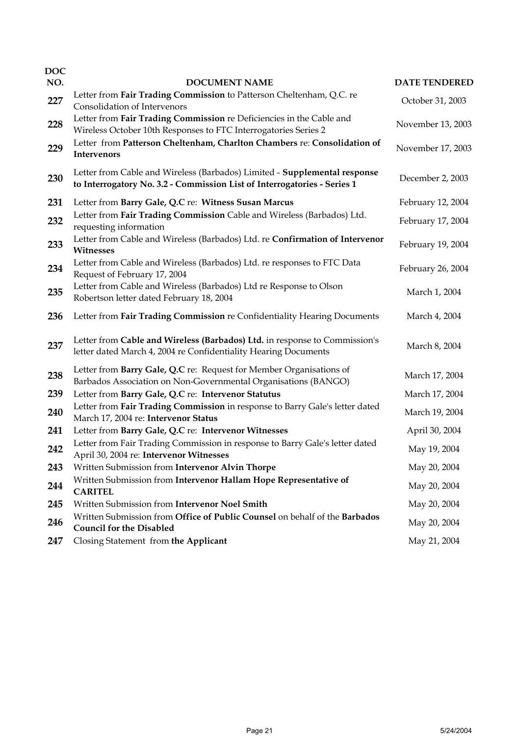| DOC NO. | DOCUMENT NAME | DATE TENDERED |
|---|---|---|
| 227 | Letter from **Fair Trading Commission** to Patterson Cheltenham, Q.C. re Consolidation of Intervenors | October 31, 2003 |
| 228 | Letter from **Fair Trading Commission** re Deficiencies in the Cable and Wireless October 10th Responses to FTC Interrogatories Series 2 | November 13, 2003 |
| 229 | Letter from **Patterson Cheltenham, Charlton Chambers** re: **Consolidation of Intervenors** | November 17, 2003 |
| 230 | Letter from Cable and Wireless (Barbados) Limited - **Supplemental response to Interrogatory No. 3.2 - Commission List of Interrogatories - Series 1** | December 2, 2003 |
| 231 | Letter from **Barry Gale, Q.C** re: **Witness Susan Marcus** | February 12, 2004 |
| 232 | Letter from **Fair Trading Commission** Cable and Wireless (Barbados) Ltd. requesting information | February 17, 2004 |
| 233 | Letter from Cable and Wireless (Barbados) Ltd. re **Confirmation of Intervenor Witnesses** | February 19, 2004 |
| 234 | Letter from Cable and Wireless (Barbados) Ltd. re responses to FTC Data Request of February 17, 2004 | February 26, 2004 |
| 235 | Letter from Cable and Wireless (Barbados) Ltd re Response to Olson Robertson letter dated February 18, 2004 | March 1, 2004 |
| 236 | Letter from **Fair Trading Commission** re Confidentiality Hearing Documents | March 4, 2004 |
| 237 | Letter from **Cable and Wireless (Barbados) Ltd.** in response to Commission's letter dated March 4, 2004 re Confidentiality Hearing Documents | March 8, 2004 |
| 238 | Letter from **Barry Gale, Q.C** re: Request for Member Organisations of Barbados Association on Non-Governmental Organisations (BANGO) | March 17, 2004 |
| 239 | Letter from **Barry Gale, Q.C** re: **Intervenor Statutus** | March 17, 2004 |
| 240 | Letter from **Fair Trading Commission** in response to Barry Gale's letter dated March 17, 2004 re: **Intervenor Status** | March 19, 2004 |
| 241 | Letter from **Barry Gale, Q.C** re: **Intervenor Witnesses** | April 30, 2004 |
| 242 | Letter from Fair Trading Commission in response to Barry Gale's letter dated April 30, 2004 re: **Intervenor Witnesses** | May 19, 2004 |
| 243 | Written Submission from **Intervenor Alvin Thorpe** | May 20, 2004 |
| 244 | Written Submission from **Intervenor Hallam Hope Representative of CARITEL** | May 20, 2004 |
| 245 | Written Submission from **Intervenor Noel Smith** | May 20, 2004 |
| 246 | Written Submission from **Office of Public Counsel** on behalf of the **Barbados Council for the Disabled** | May 20, 2004 |
| 247 | Closing Statement from **the Applicant** | May 21, 2004 |